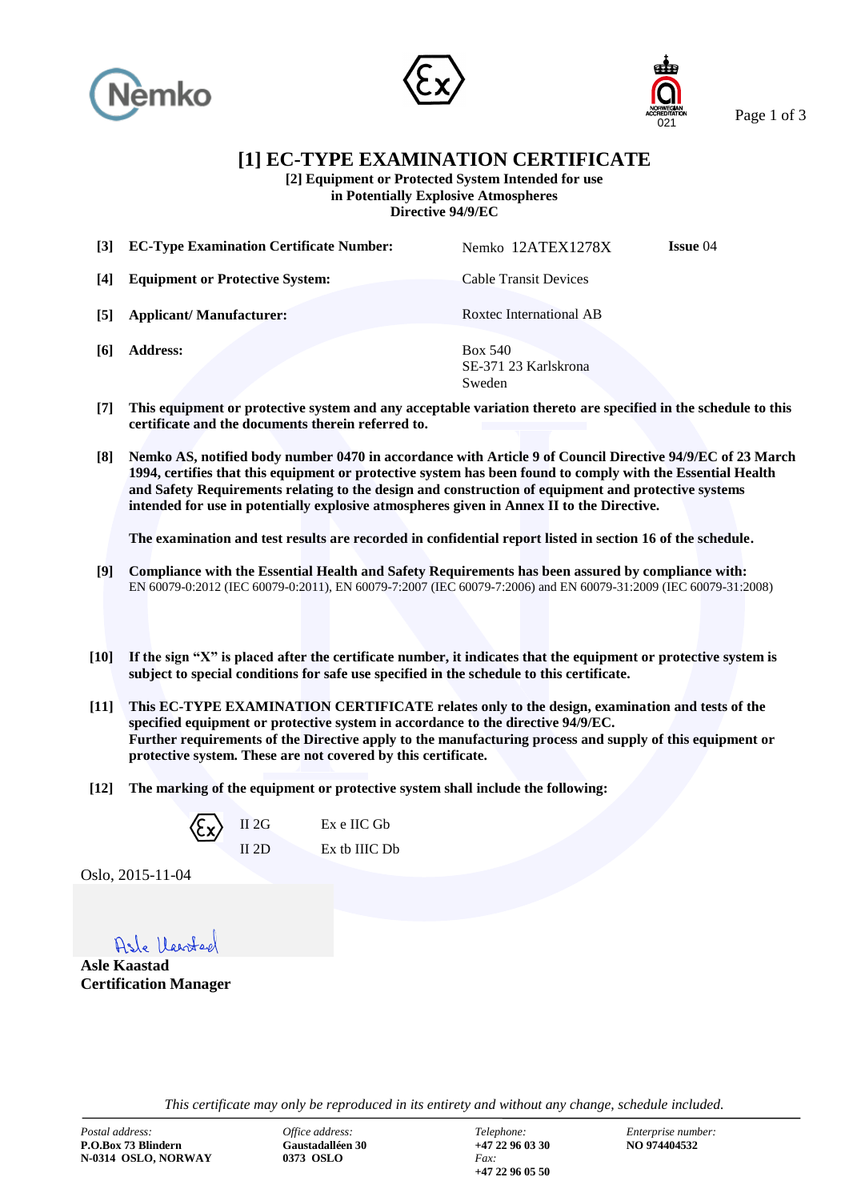# [1] EC-TYPE EXAMINATION CERTIFICATE

**[2] Equipment or Protected System Intended for use in Potentially Explosive Atmospheres Directive 94/9/EC**

| | | | |
|---|---|---|---|
| **[3]** | **EC-Type Examination Certificate Number:** | Nemko 12ATEX1278X | **Issue** 04 |
| **[4]** | **Equipment or Protective System:** | Cable Transit Devices | |
| **[5]** | **Applicant/ Manufacturer:** | Roxtec International AB | |
| **[6]** | **Address:** | Box 540<br>SE-371 23 Karlskrona<br>Sweden | |

**[7]** **This equipment or protective system and any acceptable variation thereto are specified in the schedule to this certificate and the documents therein referred to.**

**[8]** **Nemko AS, notified body number 0470 in accordance with Article 9 of Council Directive 94/9/EC of 23 March 1994, certifies that this equipment or protective system has been found to comply with the Essential Health and Safety Requirements relating to the design and construction of equipment and protective systems intended for use in potentially explosive atmospheres given in Annex II to the Directive.**

**The examination and test results are recorded in confidential report listed in section 16 of the schedule.**

**[9]** **Compliance with the Essential Health and Safety Requirements has been assured by compliance with:**
EN 60079-0:2012 (IEC 60079-0:2011), EN 60079-7:2007 (IEC 60079-7:2006) and EN 60079-31:2009 (IEC 60079-31:2008)

**[10]** **If the sign "X" is placed after the certificate number, it indicates that the equipment or protective system is subject to special conditions for safe use specified in the schedule to this certificate.**

**[11]** **This EC-TYPE EXAMINATION CERTIFICATE relates only to the design, examination and tests of the specified equipment or protective system in accordance to the directive 94/9/EC.**
**Further requirements of the Directive apply to the manufacturing process and supply of this equipment or protective system. These are not covered by this certificate.**

**[12]** **The marking of the equipment or protective system shall include the following:**

| | | |
|---|---|---|
| Ex | II 2G | Ex e IIC Gb |
| | II 2D | Ex tb IIIC Db |

Oslo, 2015-11-04

Asle Kaastad

**Asle Kaastad**
**Certification Manager**

*This certificate may only be reproduced in its entirety and without any change, schedule included.*

| *Postal address:* | *Office address:* | *Telephone:* | *Enterprise number:* |
|---|---|---|---|
| **P.O.Box 73 Blindern**<br>**N-0314 OSLO, NORWAY** | **Gaustadalléen 30**<br>**0373 OSLO** | **+47 22 96 03 30**<br>*Fax:*<br>**+47 22 96 05 50** | **NO 974404532** |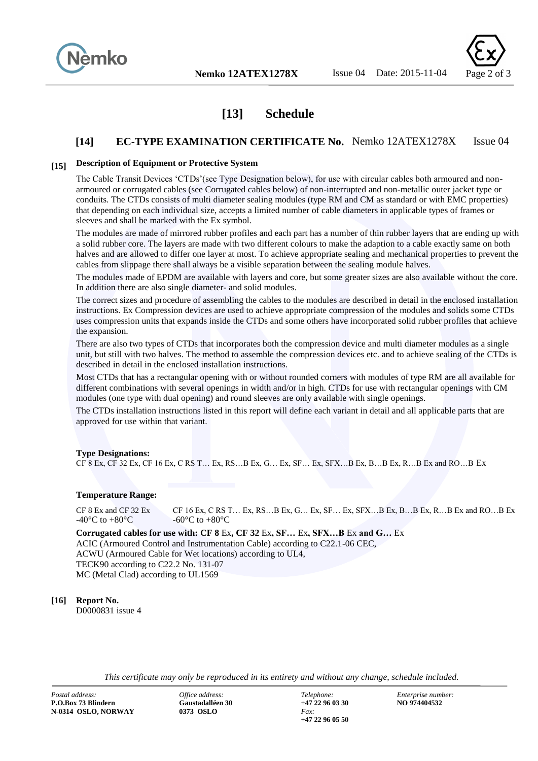## [13] Schedule

### [14] EC-TYPE EXAMINATION CERTIFICATE No. Nemko 12ATEX1278X Issue 04

**[15] Description of Equipment or Protective System**

The Cable Transit Devices 'CTDs'(see Type Designation below), for use with circular cables both armoured and non-armoured or corrugated cables (see Corrugated cables below) of non-interrupted and non-metallic outer jacket type or conduits. The CTDs consists of multi diameter sealing modules (type RM and CM as standard or with EMC properties) that depending on each individual size, accepts a limited number of cable diameters in applicable types of frames or sleeves and shall be marked with the Ex symbol.

The modules are made of mirrored rubber profiles and each part has a number of thin rubber layers that are ending up with a solid rubber core. The layers are made with two different colours to make the adaption to a cable exactly same on both halves and are allowed to differ one layer at most. To achieve appropriate sealing and mechanical properties to prevent the cables from slippage there shall always be a visible separation between the sealing module halves.

The modules made of EPDM are available with layers and core, but some greater sizes are also available without the core. In addition there are also single diameter- and solid modules.

The correct sizes and procedure of assembling the cables to the modules are described in detail in the enclosed installation instructions. Ex Compression devices are used to achieve appropriate compression of the modules and solids some CTDs uses compression units that expands inside the CTDs and some others have incorporated solid rubber profiles that achieve the expansion.

There are also two types of CTDs that incorporates both the compression device and multi diameter modules as a single unit, but still with two halves. The method to assemble the compression devices etc. and to achieve sealing of the CTDs is described in detail in the enclosed installation instructions.

Most CTDs that has a rectangular opening with or without rounded corners with modules of type RM are all available for different combinations with several openings in width and/or in high. CTDs for use with rectangular openings with CM modules (one type with dual opening) and round sleeves are only available with single openings.

The CTDs installation instructions listed in this report will define each variant in detail and all applicable parts that are approved for use within that variant.

**Type Designations:**

CF 8 Ex, CF 32 Ex, CF 16 Ex, C RS T… Ex, RS…B Ex, G… Ex, SF… Ex, SFX…B Ex, B…B Ex, R…B Ex and RO…B Ex

**Temperature Range:**

| CF 8 Ex and CF 32 Ex | CF 16 Ex, C RS T… Ex, RS…B Ex, G… Ex, SF… Ex, SFX…B Ex, B…B Ex, R…B Ex and RO…B Ex |
|---|---|
| -40°C to +80°C | -60°C to +80°C |

**Corrugated cables for use with: CF 8** Ex**, CF 32** Ex**, SF…** Ex**, SFX…B** Ex **and G…** Ex

ACIC (Armoured Control and Instrumentation Cable) according to C22.1-06 CEC,
ACWU (Armoured Cable for Wet locations) according to UL4,
TECK90 according to C22.2 No. 131-07
MC (Metal Clad) according to UL1569

**[16] Report No.**

D0000831 issue 4

*This certificate may only be reproduced in its entirety and without any change, schedule included.*

*Postal address:* **P.O.Box 73 Blindern N-0314 OSLO, NORWAY**

*Office address:* **Gaustadalléen 30 0373 OSLO**

*Telephone:* **+47 22 96 03 30**
*Fax:* **+47 22 96 05 50**

*Enterprise number:* **NO 974404532**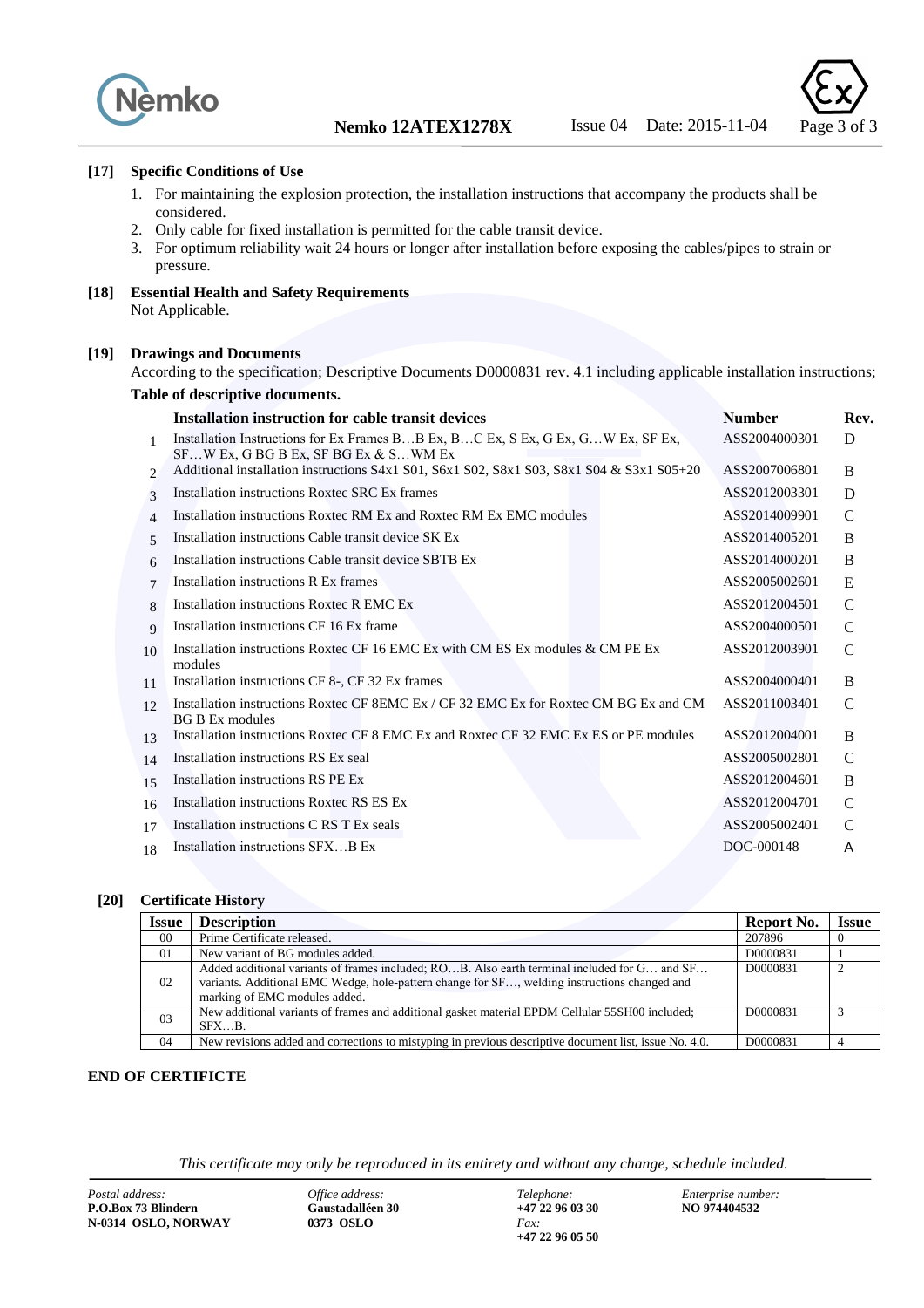**[17] Specific Conditions of Use**

1. For maintaining the explosion protection, the installation instructions that accompany the products shall be considered.
2. Only cable for fixed installation is permitted for the cable transit device.
3. For optimum reliability wait 24 hours or longer after installation before exposing the cables/pipes to strain or pressure.

**[18] Essential Health and Safety Requirements**

Not Applicable.

**[19] Drawings and Documents**

According to the specification; Descriptive Documents D0000831 rev. 4.1 including applicable installation instructions;

**Table of descriptive documents.**

| | Installation instruction for cable transit devices | Number | Rev. |
|---|---|---|---|
| 1 | Installation Instructions for Ex Frames B…B Ex, B…C Ex, S Ex, G Ex, G…W Ex, SF Ex, SF…W Ex, G BG B Ex, SF BG Ex & S…WM Ex | ASS2004000301 | D |
| 2 | Additional installation instructions S4x1 S01, S6x1 S02, S8x1 S03, S8x1 S04 & S3x1 S05+20 | ASS2007006801 | B |
| 3 | Installation instructions Roxtec SRC Ex frames | ASS2012003301 | D |
| 4 | Installation instructions Roxtec RM Ex and Roxtec RM Ex EMC modules | ASS2014009901 | C |
| 5 | Installation instructions Cable transit device SK Ex | ASS2014005201 | B |
| 6 | Installation instructions Cable transit device SBTB Ex | ASS2014000201 | B |
| 7 | Installation instructions R Ex frames | ASS2005002601 | E |
| 8 | Installation instructions Roxtec R EMC Ex | ASS2012004501 | C |
| 9 | Installation instructions CF 16 Ex frame | ASS2004000501 | C |
| 10 | Installation instructions Roxtec CF 16 EMC Ex with CM ES Ex modules & CM PE Ex modules | ASS2012003901 | C |
| 11 | Installation instructions CF 8-, CF 32 Ex frames | ASS2004000401 | B |
| 12 | Installation instructions Roxtec CF 8EMC Ex / CF 32 EMC Ex for Roxtec CM BG Ex and CM BG B Ex modules | ASS2011003401 | C |
| 13 | Installation instructions Roxtec CF 8 EMC Ex and Roxtec CF 32 EMC Ex ES or PE modules | ASS2012004001 | B |
| 14 | Installation instructions RS Ex seal | ASS2005002801 | C |
| 15 | Installation instructions RS PE Ex | ASS2012004601 | B |
| 16 | Installation instructions Roxtec RS ES Ex | ASS2012004701 | C |
| 17 | Installation instructions C RS T Ex seals | ASS2005002401 | C |
| 18 | Installation instructions SFX…B Ex | DOC-000148 | A |

**[20] Certificate History**

| Issue | Description | Report No. | Issue |
|---|---|---|---|
| 00 | Prime Certificate released. | 207896 | 0 |
| 01 | New variant of BG modules added. | D0000831 | 1 |
| 02 | Added additional variants of frames included; RO…B. Also earth terminal included for G… and SF… variants. Additional EMC Wedge, hole-pattern change for SF…, welding instructions changed and marking of EMC modules added. | D0000831 | 2 |
| 03 | New additional variants of frames and additional gasket material EPDM Cellular 55SH00 included; SFX…B. | D0000831 | 3 |
| 04 | New revisions added and corrections to mistyping in previous descriptive document list, issue No. 4.0. | D0000831 | 4 |

**END OF CERTIFICTE**

*This certificate may only be reproduced in its entirety and without any change, schedule included.*

*Postal address:*
**P.O.Box 73 Blindern**
**N-0314 OSLO, NORWAY**

*Office address:*
**Gaustadalléen 30**
**0373 OSLO**

*Telephone:*
**+47 22 96 03 30**
*Fax:*
**+47 22 96 05 50**

*Enterprise number:*
**NO 974404532**